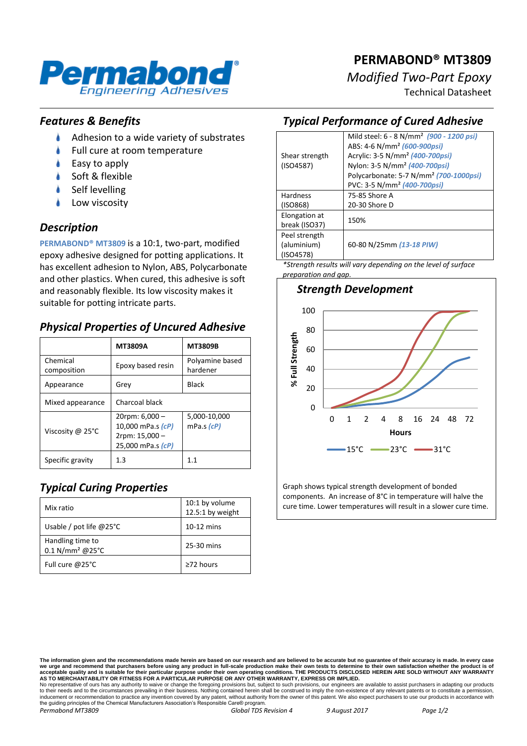# PERMABOND® MT3809

*Modified Two-Part Epoxy*

Technical Datasheet

## *Features & Benefits*

- Adhesion to a wide variety of substrates
- Full cure at room temperature
- Easy to apply
- Soft & flexible
- Self levelling
- Low viscosity

## *Description*

**PERMABOND® MT3809** is a 10:1, two-part, modified epoxy adhesive designed for potting applications. It has excellent adhesion to Nylon, ABS, Polycarbonate and other plastics. When cured, this adhesive is soft and reasonably flexible. Its low viscosity makes it suitable for potting intricate parts.

## *Physical Properties of Uncured Adhesive*

| | MT3809A | MT3809B |
|---|---|---|
| Chemical composition | Epoxy based resin | Polyamine based hardener |
| Appearance | Grey | Black |
| Mixed appearance | Charcoal black | |
| Viscosity @ 25°C | 20rpm: 6,000 – 10,000 mPa.s *(cP)* 2rpm: 15,000 – 25,000 mPa.s *(cP)* | 5,000-10,000 mPa.s *(cP)* |
| Specific gravity | 1.3 | 1.1 |

## *Typical Curing Properties*

| | |
|---|---|
| Mix ratio | 10:1 by volume 12.5:1 by weight |
| Usable / pot life @25°C | 10-12 mins |
| Handling time to 0.1 N/mm² @25°C | 25-30 mins |
| Full cure @25°C | ≥72 hours |

## *Typical Performance of Cured Adhesive*

| | |
|---|---|
| Shear strength (ISO4587) | Mild steel: 6 - 8 N/mm² *(900 - 1200 psi)* ABS: 4-6 N/mm² *(600-900psi)* Acrylic: 3-5 N/mm² *(400-700psi)* Nylon: 3-5 N/mm² *(400-700psi)* Polycarbonate: 5-7 N/mm² *(700-1000psi)* PVC: 3-5 N/mm² *(400-700psi)* |
| Hardness (ISO868) | 75-85 Shore A 20-30 Shore D |
| Elongation at break (ISO37) | 150% |
| Peel strength (aluminium) (ISO4578) | 60-80 N/25mm *(13-18 PIW)* |

*\*Strength results will vary depending on the level of surface preparation and gap.*

## *Strength Development*

Graph shows typical strength development of bonded components. An increase of 8°C in temperature will halve the cure time. Lower temperatures will result in a slower cure time.

**The information given and the recommendations made herein are based on our research and are believed to be accurate but no guarantee of their accuracy is made. In every case we urge and recommend that purchasers before using any product in full-scale production make their own tests to determine to their own satisfaction whether the product is of acceptable quality and is suitable for their particular purpose under their own operating conditions. THE PRODUCTS DISCLOSED HEREIN ARE SOLD WITHOUT ANY WARRANTY AS TO MERCHANTABILITY OR FITNESS FOR A PARTICULAR PURPOSE OR ANY OTHER WARRANTY, EXPRESS OR IMPLIED.**

No representative of ours has any authority to waive or change the foregoing provisions but, subject to such provisions, our engineers are available to assist purchasers in adapting our products to their needs and to the circumstances prevailing in their business. Nothing contained herein shall be construed to imply the non-existence of any relevant patents or to constitute a permission, inducement or recommendation to practice any invention covered by any patent, without authority from the owner of this patent. We also expect purchasers to use our products in accordance with the guiding principles of the Chemical Manufacturers Association's Responsible Care® program.

*Permabond MT3809* *Global TDS Revision 4* *9 August 2017*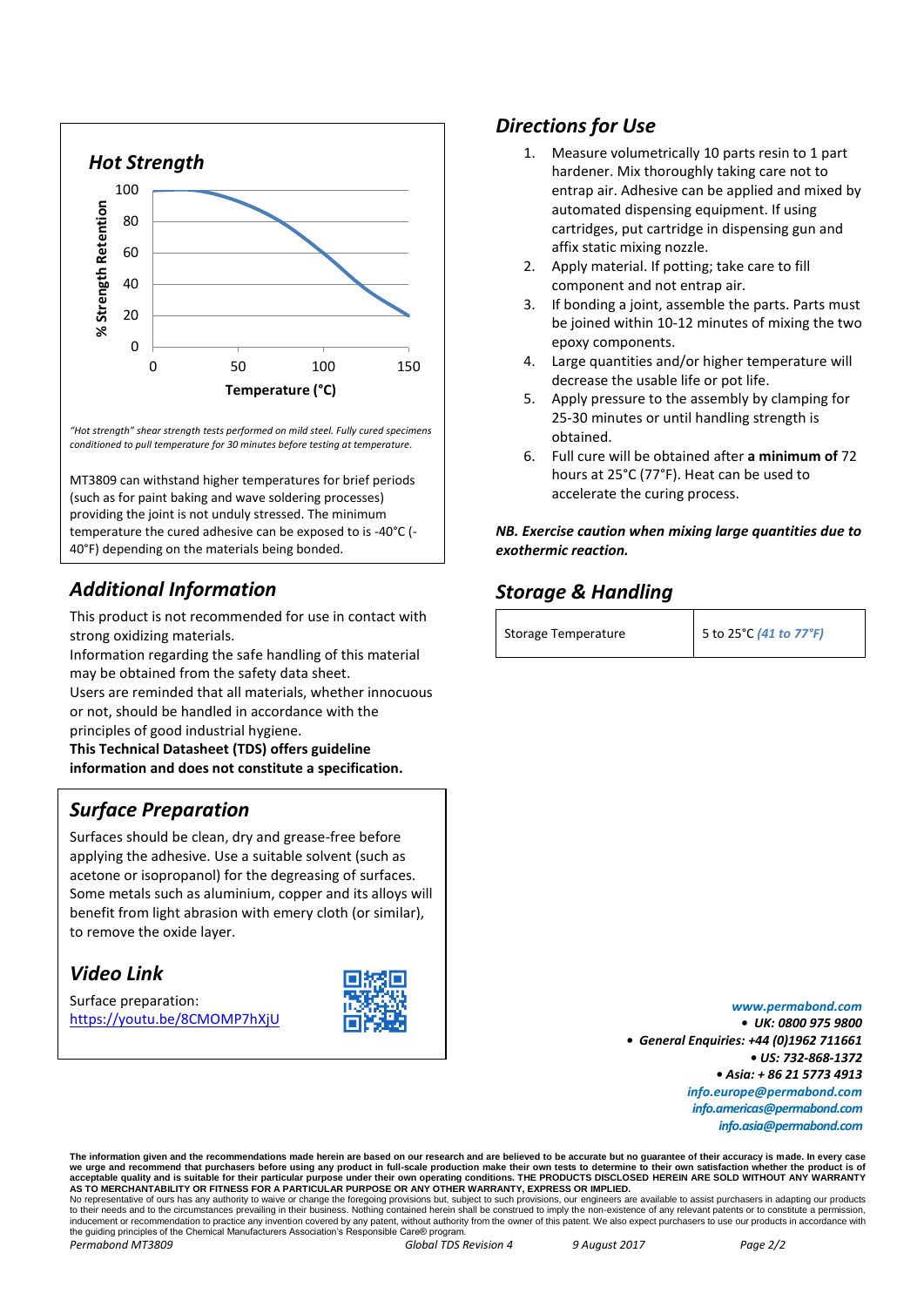## Hot Strength

100
80
60
40
20
0

% Strength Retention

0
50
100
150

Temperature (°C)

*"Hot strength" shear strength tests performed on mild steel. Fully cured specimens conditioned to pull temperature for 30 minutes before testing at temperature.*

MT3809 can withstand higher temperatures for brief periods (such as for paint baking and wave soldering processes) providing the joint is not unduly stressed. The minimum temperature the cured adhesive can be exposed to is -40°C (-40°F) depending on the materials being bonded.

## Additional Information

This product is not recommended for use in contact with strong oxidizing materials.
Information regarding the safe handling of this material may be obtained from the safety data sheet.
Users are reminded that all materials, whether innocuous or not, should be handled in accordance with the principles of good industrial hygiene.
**This Technical Datasheet (TDS) offers guideline information and does not constitute a specification.**

## Surface Preparation

Surfaces should be clean, dry and grease-free before applying the adhesive. Use a suitable solvent (such as acetone or isopropanol) for the degreasing of surfaces. Some metals such as aluminium, copper and its alloys will benefit from light abrasion with emery cloth (or similar), to remove the oxide layer.

## Video Link

Surface preparation:
[https://youtu.be/8CMOMP7hXjU](https://youtu.be/8CMOMP7hXjU)

## Directions for Use

1. Measure volumetrically 10 parts resin to 1 part hardener. Mix thoroughly taking care not to entrap air. Adhesive can be applied and mixed by automated dispensing equipment. If using cartridges, put cartridge in dispensing gun and affix static mixing nozzle.
2. Apply material. If potting; take care to fill component and not entrap air.
3. If bonding a joint, assemble the parts. Parts must be joined within 10-12 minutes of mixing the two epoxy components.
4. Large quantities and/or higher temperature will decrease the usable life or pot life.
5. Apply pressure to the assembly by clamping for 25-30 minutes or until handling strength is obtained.
6. Full cure will be obtained after **a minimum of** 72 hours at 25°C (77°F). Heat can be used to accelerate the curing process.

***NB. Exercise caution when mixing large quantities due to exothermic reaction.***

## Storage & Handling

| | |
|---|---|
| Storage Temperature | 5 to 25°C *(41 to 77°F)* |

***www.permabond.com***
***• UK: 0800 975 9800***
***• General Enquiries: +44 (0)1962 711661***
***• US: 732-868-1372***
***• Asia: + 86 21 5773 4913***
***info.europe@permabond.com***
***info.americas@permabond.com***
***info.asia@permabond.com***

**The information given and the recommendations made herein are based on our research and are believed to be accurate but no guarantee of their accuracy is made. In every case we urge and recommend that purchasers before using any product in full-scale production make their own tests to determine to their own satisfaction whether the product is of acceptable quality and is suitable for their particular purpose under their own operating conditions. THE PRODUCTS DISCLOSED HEREIN ARE SOLD WITHOUT ANY WARRANTY AS TO MERCHANTABILITY OR FITNESS FOR A PARTICULAR PURPOSE OR ANY OTHER WARRANTY, EXPRESS OR IMPLIED.**
No representative of ours has any authority to waive or change the foregoing provisions but, subject to such provisions, our engineers are available to assist purchasers in adapting our products to their needs and to the circumstances prevailing in their business. Nothing contained herein shall be construed to imply the non-existence of any relevant patents or to constitute a permission, inducement or recommendation to practice any invention covered by any patent, without authority from the owner of this patent. We also expect purchasers to use our products in accordance with the guiding principles of the Chemical Manufacturers Association's Responsible Care® program.

*Permabond MT3809* *Global TDS Revision 4* *9 August 2017*